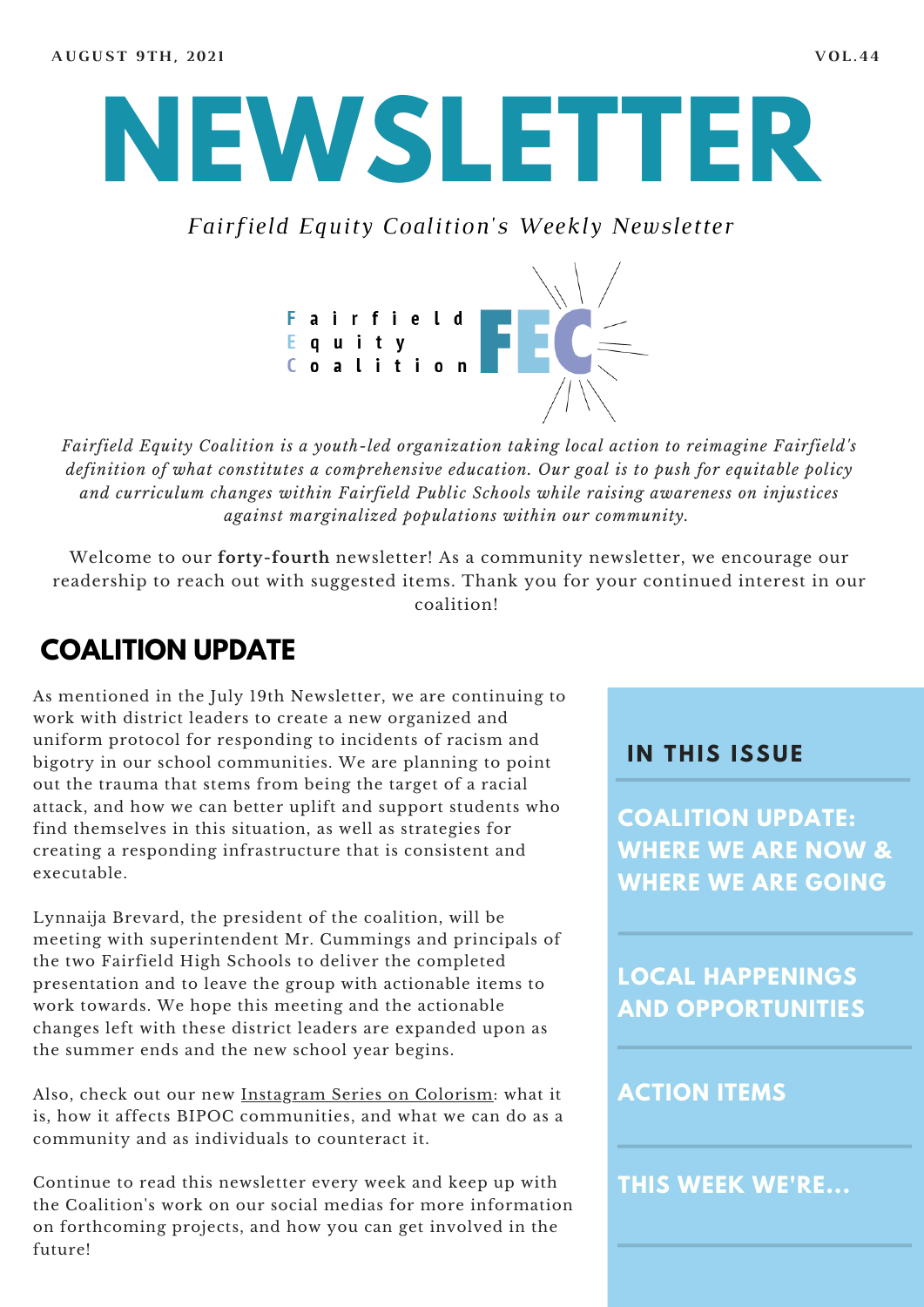AUGUST 9TH, 2021 VOL.44

# NEWSLETTER

*Fairfield Equity Coalition's Weekly Newsletter*

Fairfield Equity Coalition FEC

*Fairfield Equity Coalition is a youth-led organization taking local action to reimagine Fairfield's definition of what constitutes a comprehensive education. Our goal is to push for equitable policy and curriculum changes within Fairfield Public Schools while raising awareness on injustices against marginalized populations within our community.*

Welcome to our **forty-fourth** newsletter! As a community newsletter, we encourage our readership to reach out with suggested items. Thank you for your continued interest in our coalition!

## COALITION UPDATE

As mentioned in the July 19th Newsletter, we are continuing to work with district leaders to create a new organized and uniform protocol for responding to incidents of racism and bigotry in our school communities. We are planning to point out the trauma that stems from being the target of a racial attack, and how we can better uplift and support students who find themselves in this situation, as well as strategies for creating a responding infrastructure that is consistent and executable.

Lynnaija Brevard, the president of the coalition, will be meeting with superintendent Mr. Cummings and principals of the two Fairfield High Schools to deliver the completed presentation and to leave the group with actionable items to work towards. We hope this meeting and the actionable changes left with these district leaders are expanded upon as the summer ends and the new school year begins.

Also, check out our new Instagram Series on Colorism: what it is, how it affects BIPOC communities, and what we can do as a community and as individuals to counteract it.

Continue to read this newsletter every week and keep up with the Coalition's work on our social medias for more information on forthcoming projects, and how you can get involved in the future!

### IN THIS ISSUE

- COALITION UPDATE: WHERE WE ARE NOW & WHERE WE ARE GOING
- LOCAL HAPPENINGS AND OPPORTUNITIES
- ACTION ITEMS
- THIS WEEK WE'RE...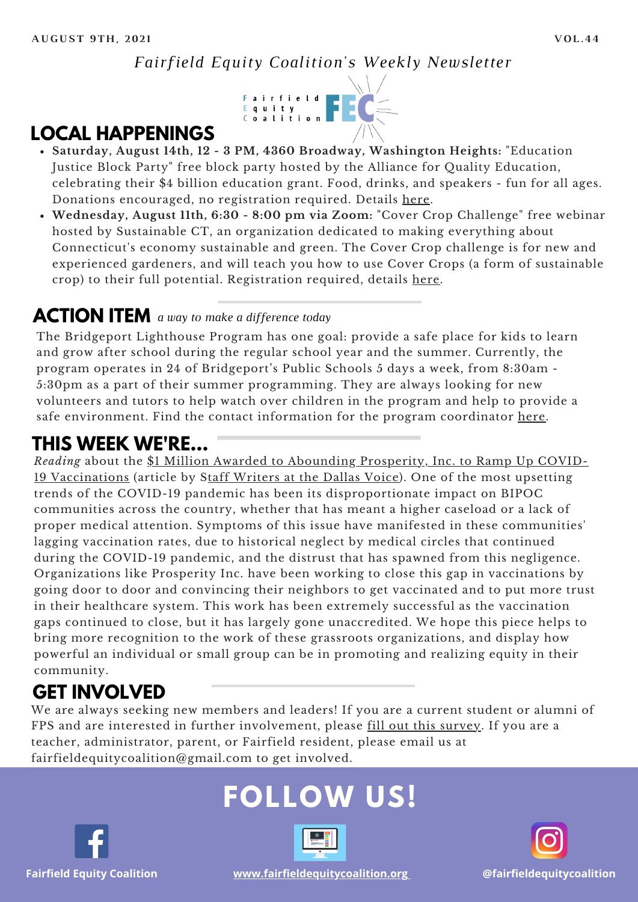AUGUST 9TH, 2021 VOL.44

*Fairfield Equity Coalition's Weekly Newsletter*

Fairfield Equity Coalition FEC

## LOCAL HAPPENINGS

- **Saturday, August 14th, 12 - 3 PM, 4360 Broadway, Washington Heights:** "Education Justice Block Party" free block party hosted by the Alliance for Quality Education, celebrating their $4 billion education grant. Food, drinks, and speakers - fun for all ages. Donations encouraged, no registration required. Details here.
- **Wednesday, August 11th, 6:30 - 8:00 pm via Zoom:** "Cover Crop Challenge" free webinar hosted by Sustainable CT, an organization dedicated to making everything about Connecticut's economy sustainable and green. The Cover Crop challenge is for new and experienced gardeners, and will teach you how to use Cover Crops (a form of sustainable crop) to their full potential. Registration required, details here.

## ACTION ITEM *a way to make a difference today*

The Bridgeport Lighthouse Program has one goal: provide a safe place for kids to learn and grow after school during the regular school year and the summer. Currently, the program operates in 24 of Bridgeport's Public Schools 5 days a week, from 8:30am - 5:30pm as a part of their summer programming. They are always looking for new volunteers and tutors to help watch over children in the program and help to provide a safe environment. Find the contact information for the program coordinator here.

## THIS WEEK WE'RE...

*Reading* about the $1 Million Awarded to Abounding Prosperity, Inc. to Ramp Up COVID-19 Vaccinations (article by Staff Writers at the Dallas Voice). One of the most upsetting trends of the COVID-19 pandemic has been its disproportionate impact on BIPOC communities across the country, whether that has meant a higher caseload or a lack of proper medical attention. Symptoms of this issue have manifested in these communities' lagging vaccination rates, due to historical neglect by medical circles that continued during the COVID-19 pandemic, and the distrust that has spawned from this negligence. Organizations like Prosperity Inc. have been working to close this gap in vaccinations by going door to door and convincing their neighbors to get vaccinated and to put more trust in their healthcare system. This work has been extremely successful as the vaccination gaps continued to close, but it has largely gone unaccredited. We hope this piece helps to bring more recognition to the work of these grassroots organizations, and display how powerful an individual or small group can be in promoting and realizing equity in their community.

## GET INVOLVED

We are always seeking new members and leaders! If you are a current student or alumni of FPS and are interested in further involvement, please fill out this survey. If you are a teacher, administrator, parent, or Fairfield resident, please email us at fairfieldequitycoalition@gmail.com to get involved.

# FOLLOW US!

Fairfield Equity Coalition

www.fairfieldequitycoalition.org

@fairfieldequitycoalition